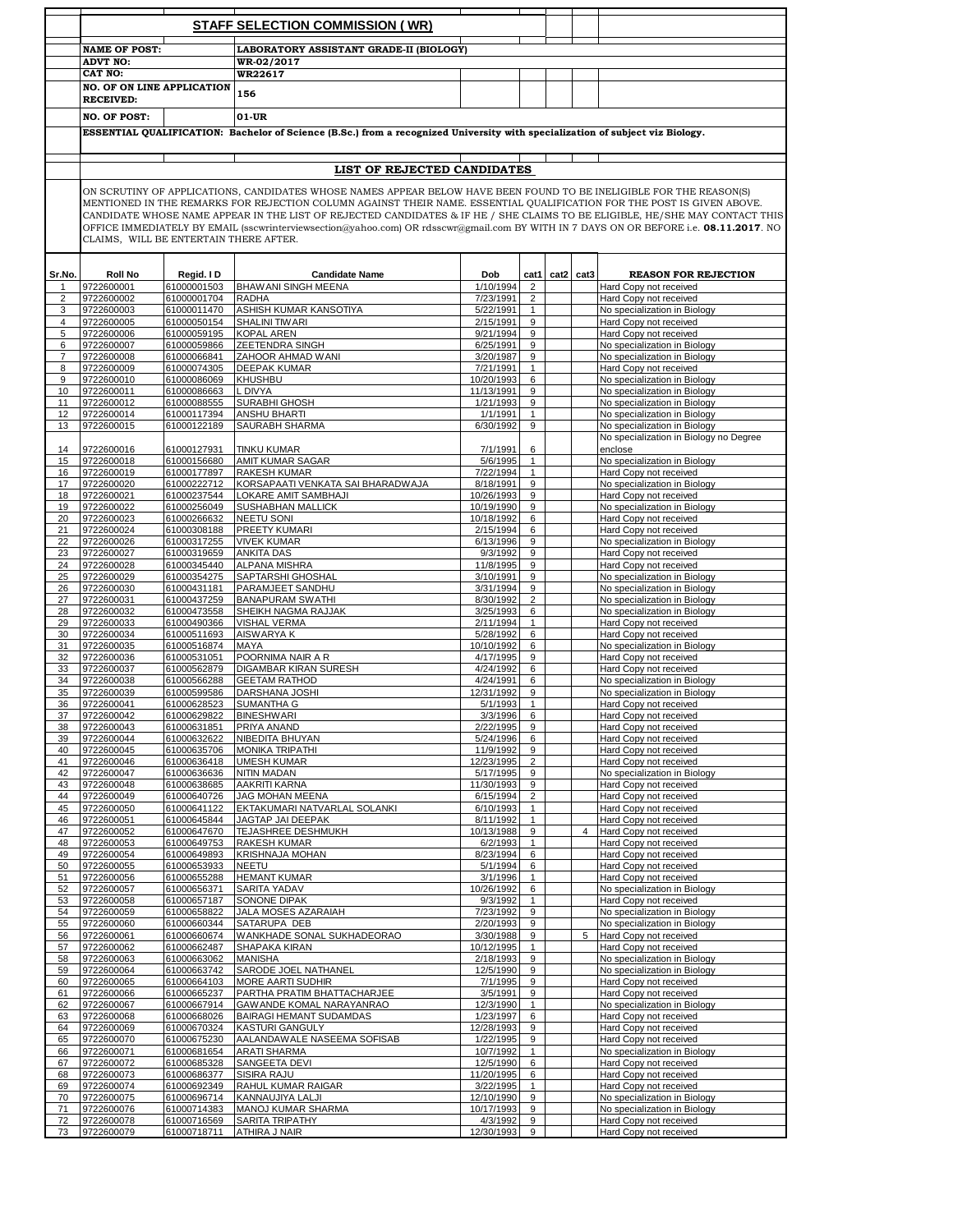## STAFF SELECTION COMMISSION ( WR)

| | |
|---|---|
| **NAME OF POST:** | **LABORATORY ASSISTANT GRADE-II (BIOLOGY)** |
| **ADVT NO:** | **WR-02/2017** |
| **CAT NO:** | **WR22617** |
| **NO. OF ON LINE APPLICATION RECEIVED:** | **156** |
| **NO. OF POST:** | **01-UR** |

**ESSENTIAL QUALIFICATION: Bachelor of Science (B.Sc.) from a recognized University with specialization of subject viz Biology.**

### LIST OF REJECTED CANDIDATES

ON SCRUTINY OF APPLICATIONS, CANDIDATES WHOSE NAMES APPEAR BELOW HAVE BEEN FOUND TO BE INELIGIBLE FOR THE REASON(S) MENTIONED IN THE REMARKS FOR REJECTION COLUMN AGAINST THEIR NAME. ESSENTIAL QUALIFICATION FOR THE POST IS GIVEN ABOVE. CANDIDATE WHOSE NAME APPEAR IN THE LIST OF REJECTED CANDIDATES & IF HE / SHE CLAIMS TO BE ELIGIBLE, HE/SHE MAY CONTACT THIS OFFICE IMMEDIATELY BY EMAIL (sscwrinterviewsection@yahoo.com) OR rdsscwr@gmail.com BY WITH IN 7 DAYS ON OR BEFORE i.e. **08.11.2017**. NO CLAIMS, WILL BE ENTERTAIN THERE AFTER.

| Sr.No. | Roll No | Regid. I D | Candidate Name | Dob | cat1 | cat2 | cat3 | REASON FOR REJECTION |
|---|---|---|---|---|---|---|---|---|
| 1 | 9722600001 | 61000001503 | BHAWANI SINGH MEENA | 1/10/1994 | 2 | | | Hard Copy not received |
| 2 | 9722600002 | 61000001704 | RADHA | 7/23/1991 | 2 | | | Hard Copy not received |
| 3 | 9722600003 | 61000011470 | ASHISH KUMAR KANSOTIYA | 5/22/1991 | 1 | | | No specialization in Biology |
| 4 | 9722600005 | 61000050154 | SHALINI TIWARI | 2/15/1991 | 9 | | | Hard Copy not received |
| 5 | 9722600006 | 61000059195 | KOPAL AREN | 9/21/1994 | 9 | | | Hard Copy not received |
| 6 | 9722600007 | 61000059866 | ZEETENDRA SINGH | 6/25/1991 | 9 | | | No specialization in Biology |
| 7 | 9722600008 | 61000066841 | ZAHOOR AHMAD WANI | 3/20/1987 | 9 | | | No specialization in Biology |
| 8 | 9722600009 | 61000074305 | DEEPAK KUMAR | 7/21/1991 | 1 | | | Hard Copy not received |
| 9 | 9722600010 | 61000086069 | KHUSHBU | 10/20/1993 | 6 | | | No specialization in Biology |
| 10 | 9722600011 | 61000086663 | L DIVYA | 11/13/1991 | 9 | | | No specialization in Biology |
| 11 | 9722600012 | 61000088555 | SURABHI GHOSH | 1/21/1993 | 9 | | | No specialization in Biology |
| 12 | 9722600014 | 61000117394 | ANSHU BHARTI | 1/1/1991 | 1 | | | No specialization in Biology |
| 13 | 9722600015 | 61000122189 | SAURABH SHARMA | 6/30/1992 | 9 | | | No specialization in Biology |
| 14 | 9722600016 | 61000127931 | TINKU KUMAR | 7/1/1991 | 6 | | | No specialization in Biology no Degree enclose |
| 15 | 9722600018 | 61000156680 | AMIT KUMAR SAGAR | 5/6/1995 | 1 | | | No specialization in Biology |
| 16 | 9722600019 | 61000177897 | RAKESH KUMAR | 7/22/1994 | 1 | | | Hard Copy not received |
| 17 | 9722600020 | 61000222712 | KORSAPAATI VENKATA SAI BHARADWAJA | 8/18/1991 | 9 | | | No specialization in Biology |
| 18 | 9722600021 | 61000237544 | LOKARE AMIT SAMBHAJI | 10/26/1993 | 9 | | | Hard Copy not received |
| 19 | 9722600022 | 61000256049 | SUSHABHAN MALLICK | 10/19/1990 | 9 | | | No specialization in Biology |
| 20 | 9722600023 | 61000266632 | NEETU SONI | 10/18/1992 | 6 | | | Hard Copy not received |
| 21 | 9722600024 | 61000308188 | PREETY KUMARI | 2/15/1994 | 6 | | | Hard Copy not received |
| 22 | 9722600026 | 61000317255 | VIVEK KUMAR | 6/13/1996 | 9 | | | No specialization in Biology |
| 23 | 9722600027 | 61000319659 | ANKITA DAS | 9/3/1992 | 9 | | | Hard Copy not received |
| 24 | 9722600028 | 61000345440 | ALPANA MISHRA | 11/8/1995 | 9 | | | Hard Copy not received |
| 25 | 9722600029 | 61000354275 | SAPTARSHI GHOSHAL | 3/10/1991 | 9 | | | No specialization in Biology |
| 26 | 9722600030 | 61000431181 | PARAMJEET SANDHU | 3/31/1994 | 9 | | | No specialization in Biology |
| 27 | 9722600031 | 61000437259 | BANAPURAM SWATHI | 8/30/1992 | 2 | | | No specialization in Biology |
| 28 | 9722600032 | 61000473558 | SHEIKH NAGMA RAJJAK | 3/25/1993 | 6 | | | No specialization in Biology |
| 29 | 9722600033 | 61000490366 | VISHAL VERMA | 2/11/1994 | 1 | | | Hard Copy not received |
| 30 | 9722600034 | 61000511693 | AISWARYA K | 5/28/1992 | 6 | | | Hard Copy not received |
| 31 | 9722600035 | 61000516874 | MAYA | 10/10/1992 | 6 | | | No specialization in Biology |
| 32 | 9722600036 | 61000531051 | POORNIMA NAIR A R | 4/17/1995 | 9 | | | Hard Copy not received |
| 33 | 9722600037 | 61000562879 | DIGAMBAR KIRAN SURESH | 4/24/1992 | 6 | | | Hard Copy not received |
| 34 | 9722600038 | 61000566288 | GEETAM RATHOD | 4/24/1991 | 6 | | | No specialization in Biology |
| 35 | 9722600039 | 61000599586 | DARSHANA JOSHI | 12/31/1992 | 9 | | | No specialization in Biology |
| 36 | 9722600041 | 61000628523 | SUMANTHA G | 5/1/1993 | 1 | | | Hard Copy not received |
| 37 | 9722600042 | 61000629822 | BINESHWARI | 3/3/1996 | 6 | | | Hard Copy not received |
| 38 | 9722600043 | 61000631851 | PRIYA ANAND | 2/22/1995 | 9 | | | Hard Copy not received |
| 39 | 9722600044 | 61000632622 | NIBEDITA BHUYAN | 5/24/1996 | 6 | | | Hard Copy not received |
| 40 | 9722600045 | 61000635706 | MONIKA TRIPATHI | 11/9/1992 | 9 | | | Hard Copy not received |
| 41 | 9722600046 | 61000636418 | UMESH KUMAR | 12/23/1995 | 2 | | | Hard Copy not received |
| 42 | 9722600047 | 61000636636 | NITIN MADAN | 5/17/1995 | 9 | | | No specialization in Biology |
| 43 | 9722600048 | 61000638685 | AAKRITI KARNA | 11/30/1993 | 9 | | | Hard Copy not received |
| 44 | 9722600049 | 61000640726 | JAG MOHAN MEENA | 6/15/1994 | 2 | | | Hard Copy not received |
| 45 | 9722600050 | 61000641122 | EKTAKUMARI NATVARLAL SOLANKI | 6/10/1993 | 1 | | | Hard Copy not received |
| 46 | 9722600051 | 61000645844 | JAGTAP JAI DEEPAK | 8/11/1992 | 1 | | | Hard Copy not received |
| 47 | 9722600052 | 61000647670 | TEJASHREE DESHMUKH | 10/13/1988 | 9 | | 4 | Hard Copy not received |
| 48 | 9722600053 | 61000649753 | RAKESH KUMAR | 6/2/1993 | 1 | | | Hard Copy not received |
| 49 | 9722600054 | 61000649893 | KRISHNAJA MOHAN | 8/23/1994 | 6 | | | Hard Copy not received |
| 50 | 9722600055 | 61000653933 | NEETU | 5/1/1994 | 6 | | | Hard Copy not received |
| 51 | 9722600056 | 61000655288 | HEMANT KUMAR | 3/1/1996 | 1 | | | Hard Copy not received |
| 52 | 9722600057 | 61000656371 | SARITA YADAV | 10/26/1992 | 6 | | | No specialization in Biology |
| 53 | 9722600058 | 61000657187 | SONONE DIPAK | 9/3/1992 | 1 | | | Hard Copy not received |
| 54 | 9722600059 | 61000658822 | JALA MOSES AZARAIAH | 7/23/1992 | 9 | | | No specialization in Biology |
| 55 | 9722600060 | 61000660344 | SATARUPA DEB | 2/20/1993 | 9 | | | No specialization in Biology |
| 56 | 9722600061 | 61000660674 | WANKHADE SONAL SUKHADEORAO | 3/30/1988 | 9 | | 5 | Hard Copy not received |
| 57 | 9722600062 | 61000662487 | SHAPAKA KIRAN | 10/12/1995 | 1 | | | Hard Copy not received |
| 58 | 9722600063 | 61000663062 | MANISHA | 2/18/1993 | 9 | | | No specialization in Biology |
| 59 | 9722600064 | 61000663742 | SARODE JOEL NATHANEL | 12/5/1990 | 9 | | | No specialization in Biology |
| 60 | 9722600065 | 61000664103 | MORE AARTI SUDHIR | 7/1/1995 | 9 | | | Hard Copy not received |
| 61 | 9722600066 | 61000665237 | PARTHA PRATIM BHATTACHARJEE | 3/5/1991 | 9 | | | Hard Copy not received |
| 62 | 9722600067 | 61000667914 | GAWANDE KOMAL NARAYANRAO | 12/3/1990 | 1 | | | No specialization in Biology |
| 63 | 9722600068 | 61000668026 | BAIRAGI HEMANT SUDAMDAS | 1/23/1997 | 6 | | | Hard Copy not received |
| 64 | 9722600069 | 61000670324 | KASTURI GANGULY | 12/28/1993 | 9 | | | Hard Copy not received |
| 65 | 9722600070 | 61000675230 | AALANDAWALE NASEEMA SOFISAB | 1/22/1995 | 9 | | | Hard Copy not received |
| 66 | 9722600071 | 61000681654 | ARATI SHARMA | 10/7/1992 | 1 | | | No specialization in Biology |
| 67 | 9722600072 | 61000685328 | SANGEETA DEVI | 12/5/1990 | 6 | | | Hard Copy not received |
| 68 | 9722600073 | 61000686377 | SISIRA RAJU | 11/20/1995 | 6 | | | Hard Copy not received |
| 69 | 9722600074 | 61000692349 | RAHUL KUMAR RAIGAR | 3/22/1995 | 1 | | | Hard Copy not received |
| 70 | 9722600075 | 61000696714 | KANNAUJIYA LALJI | 12/10/1990 | 9 | | | No specialization in Biology |
| 71 | 9722600076 | 61000714383 | MANOJ KUMAR SHARMA | 10/17/1993 | 9 | | | No specialization in Biology |
| 72 | 9722600078 | 61000716569 | SARITA TRIPATHY | 4/3/1992 | 9 | | | Hard Copy not received |
| 73 | 9722600079 | 61000718711 | ATHIRA J NAIR | 12/30/1993 | 9 | | | Hard Copy not received |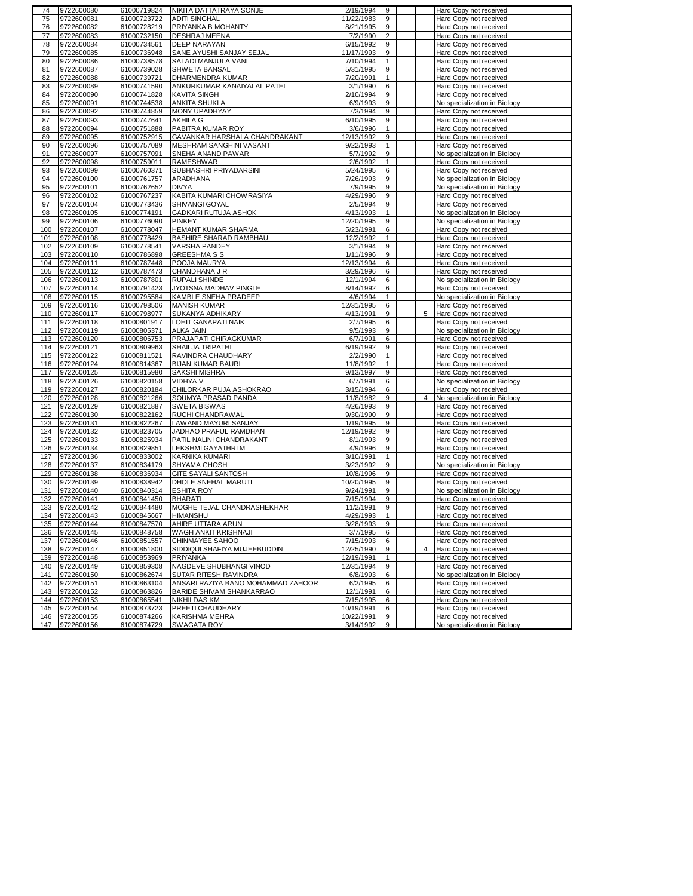| | | | | | | | | |
|---|---|---|---|---|---|---|---|---|
| 74 | 9722600080 | 61000719824 | NIKITA DATTATRAYA SONJE | 2/19/1994 | 9 | | | Hard Copy not received |
| 75 | 9722600081 | 61000723722 | ADITI SINGHAL | 11/22/1983 | 9 | | | Hard Copy not received |
| 76 | 9722600082 | 61000728219 | PRIYANKA B MOHANTY | 8/21/1995 | 9 | | | Hard Copy not received |
| 77 | 9722600083 | 61000732150 | DESHRAJ MEENA | 7/2/1990 | 2 | | | Hard Copy not received |
| 78 | 9722600084 | 61000734561 | DEEP NARAYAN | 6/15/1992 | 9 | | | Hard Copy not received |
| 79 | 9722600085 | 61000736948 | SANE AYUSHI SANJAY SEJAL | 11/17/1993 | 9 | | | Hard Copy not received |
| 80 | 9722600086 | 61000738578 | SALADI MANJULA VANI | 7/10/1994 | 1 | | | Hard Copy not received |
| 81 | 9722600087 | 61000739028 | SHWETA BANSAL | 5/31/1995 | 9 | | | Hard Copy not received |
| 82 | 9722600088 | 61000739721 | DHARMENDRA KUMAR | 7/20/1991 | 1 | | | Hard Copy not received |
| 83 | 9722600089 | 61000741590 | ANKURKUMAR KANAIYALAL PATEL | 3/1/1990 | 6 | | | Hard Copy not received |
| 84 | 9722600090 | 61000741828 | KAVITA SINGH | 2/10/1994 | 9 | | | Hard Copy not received |
| 85 | 9722600091 | 61000744538 | ANKITA SHUKLA | 6/9/1993 | 9 | | | No specialization in Biology |
| 86 | 9722600092 | 61000744859 | MONY UPADHYAY | 7/3/1994 | 9 | | | Hard Copy not received |
| 87 | 9722600093 | 61000747641 | AKHILA G | 6/10/1995 | 9 | | | Hard Copy not received |
| 88 | 9722600094 | 61000751888 | PABITRA KUMAR ROY | 3/6/1996 | 1 | | | Hard Copy not received |
| 89 | 9722600095 | 61000752915 | GAVANKAR HARSHALA CHANDRAKANT | 12/13/1992 | 9 | | | Hard Copy not received |
| 90 | 9722600096 | 61000757089 | MESHRAM SANGHINI VASANT | 9/22/1993 | 1 | | | Hard Copy not received |
| 91 | 9722600097 | 61000757091 | SNEHA ANAND PAWAR | 5/7/1992 | 9 | | | No specialization in Biology |
| 92 | 9722600098 | 61000759011 | RAMESHWAR | 2/6/1992 | 1 | | | Hard Copy not received |
| 93 | 9722600099 | 61000760371 | SUBHASHRI PRIYADARSINI | 5/24/1995 | 6 | | | Hard Copy not received |
| 94 | 9722600100 | 61000761757 | ARADHANA | 7/26/1993 | 9 | | | No specialization in Biology |
| 95 | 9722600101 | 61000762652 | DIVYA | 7/9/1995 | 9 | | | No specialization in Biology |
| 96 | 9722600102 | 61000767237 | KABITA KUMARI CHOWRASIYA | 4/29/1996 | 9 | | | Hard Copy not received |
| 97 | 9722600104 | 61000773436 | SHIVANGI GOYAL | 2/5/1994 | 9 | | | Hard Copy not received |
| 98 | 9722600105 | 61000774191 | GADKARI RUTUJA ASHOK | 4/13/1993 | 1 | | | No specialization in Biology |
| 99 | 9722600106 | 61000776090 | PINKEY | 12/20/1995 | 9 | | | No specialization in Biology |
| 100 | 9722600107 | 61000778047 | HEMANT KUMAR SHARMA | 5/23/1991 | 6 | | | Hard Copy not received |
| 101 | 9722600108 | 61000778429 | BASHIRE SHARAD RAMBHAU | 12/2/1992 | 1 | | | Hard Copy not received |
| 102 | 9722600109 | 61000778541 | VARSHA PANDEY | 3/1/1994 | 9 | | | Hard Copy not received |
| 103 | 9722600110 | 61000786898 | GREESHMA S S | 1/11/1996 | 9 | | | Hard Copy not received |
| 104 | 9722600111 | 61000787448 | POOJA MAURYA | 12/13/1994 | 6 | | | Hard Copy not received |
| 105 | 9722600112 | 61000787473 | CHANDHANA J R | 3/29/1996 | 6 | | | Hard Copy not received |
| 106 | 9722600113 | 61000787801 | RUPALI SHINDE | 12/1/1994 | 6 | | | No specialization in Biology |
| 107 | 9722600114 | 61000791423 | JYOTSNA MADHAV PINGLE | 8/14/1992 | 6 | | | Hard Copy not received |
| 108 | 9722600115 | 61000795584 | KAMBLE SNEHA PRADEEP | 4/6/1994 | 1 | | | No specialization in Biology |
| 109 | 9722600116 | 61000798506 | MANISH KUMAR | 12/31/1995 | 6 | | | Hard Copy not received |
| 110 | 9722600117 | 61000798977 | SUKANYA ADHIKARY | 4/13/1991 | 9 | | 5 | Hard Copy not received |
| 111 | 9722600118 | 61000801917 | LOHIT GANAPATI NAIK | 2/7/1995 | 6 | | | Hard Copy not received |
| 112 | 9722600119 | 61000805371 | ALKA JAIN | 9/5/1993 | 9 | | | No specialization in Biology |
| 113 | 9722600120 | 61000806753 | PRAJAPATI CHIRAGKUMAR | 6/7/1991 | 6 | | | Hard Copy not received |
| 114 | 9722600121 | 61000809963 | SHAILJA TRIPATHI | 6/19/1992 | 9 | | | Hard Copy not received |
| 115 | 9722600122 | 61000811521 | RAVINDRA CHAUDHARY | 2/2/1990 | 1 | | | Hard Copy not received |
| 116 | 9722600124 | 61000814367 | BIJAN KUMAR BAURI | 11/8/1992 | 1 | | | Hard Copy not received |
| 117 | 9722600125 | 61000815980 | SAKSHI MISHRA | 9/13/1997 | 9 | | | Hard Copy not received |
| 118 | 9722600126 | 61000820158 | VIDHYA V | 6/7/1991 | 6 | | | No specialization in Biology |
| 119 | 9722600127 | 61000820184 | CHILORKAR PUJA ASHOKRAO | 3/15/1994 | 6 | | | Hard Copy not received |
| 120 | 9722600128 | 61000821266 | SOUMYA PRASAD PANDA | 11/8/1982 | 9 | | 4 | No specialization in Biology |
| 121 | 9722600129 | 61000821887 | SWETA BISWAS | 4/26/1993 | 9 | | | Hard Copy not received |
| 122 | 9722600130 | 61000822162 | RUCHI CHANDRAWAL | 9/30/1990 | 9 | | | Hard Copy not received |
| 123 | 9722600131 | 61000822267 | LAWAND MAYURI SANJAY | 1/19/1995 | 9 | | | Hard Copy not received |
| 124 | 9722600132 | 61000823705 | JADHAO PRAFUL RAMDHAN | 12/19/1992 | 9 | | | Hard Copy not received |
| 125 | 9722600133 | 61000825934 | PATIL NALINI CHANDRAKANT | 8/1/1993 | 9 | | | Hard Copy not received |
| 126 | 9722600134 | 61000829851 | LEKSHMI GAYATHRI M | 4/9/1996 | 9 | | | Hard Copy not received |
| 127 | 9722600136 | 61000833002 | KARNIKA KUMARI | 3/10/1991 | 1 | | | Hard Copy not received |
| 128 | 9722600137 | 61000834179 | SHYAMA GHOSH | 3/23/1992 | 9 | | | No specialization in Biology |
| 129 | 9722600138 | 61000836934 | GITE SAYALI SANTOSH | 10/8/1996 | 9 | | | Hard Copy not received |
| 130 | 9722600139 | 61000838942 | DHOLE SNEHAL MARUTI | 10/20/1995 | 9 | | | Hard Copy not received |
| 131 | 9722600140 | 61000840314 | ESHITA ROY | 9/24/1991 | 9 | | | No specialization in Biology |
| 132 | 9722600141 | 61000841450 | BHARATI | 7/15/1994 | 9 | | | Hard Copy not received |
| 133 | 9722600142 | 61000844480 | MOGHE TEJAL CHANDRASHEKHAR | 11/2/1991 | 9 | | | Hard Copy not received |
| 134 | 9722600143 | 61000845667 | HIMANSHU | 4/29/1993 | 1 | | | Hard Copy not received |
| 135 | 9722600144 | 61000847570 | AHIRE UTTARA ARUN | 3/28/1993 | 9 | | | Hard Copy not received |
| 136 | 9722600145 | 61000848758 | WAGH ANKIT KRISHNAJI | 3/7/1995 | 6 | | | Hard Copy not received |
| 137 | 9722600146 | 61000851557 | CHINMAYEE SAHOO | 7/15/1993 | 6 | | | Hard Copy not received |
| 138 | 9722600147 | 61000851800 | SIDDIQUI SHAFIYA MUJEEBUDDIN | 12/25/1990 | 9 | | 4 | Hard Copy not received |
| 139 | 9722600148 | 61000853969 | PRIYANKA | 12/19/1991 | 1 | | | Hard Copy not received |
| 140 | 9722600149 | 61000859308 | NAGDEVE SHUBHANGI VINOD | 12/31/1994 | 9 | | | Hard Copy not received |
| 141 | 9722600150 | 61000862674 | SUTAR RITESH RAVINDRA | 6/8/1993 | 6 | | | No specialization in Biology |
| 142 | 9722600151 | 61000863104 | ANSARI RAZIYA BANO MOHAMMAD ZAHOOR | 6/2/1995 | 6 | | | Hard Copy not received |
| 143 | 9722600152 | 61000863826 | BARIDE SHIVAM SHANKARRAO | 12/1/1991 | 6 | | | Hard Copy not received |
| 144 | 9722600153 | 61000865541 | NIKHILDAS KM | 7/15/1995 | 6 | | | Hard Copy not received |
| 145 | 9722600154 | 61000873723 | PREETI CHAUDHARY | 10/19/1991 | 6 | | | Hard Copy not received |
| 146 | 9722600155 | 61000874266 | KARISHMA MEHRA | 10/22/1991 | 9 | | | Hard Copy not received |
| 147 | 9722600156 | 61000874729 | SWAGATA ROY | 3/14/1992 | 9 | | | No specialization in Biology |